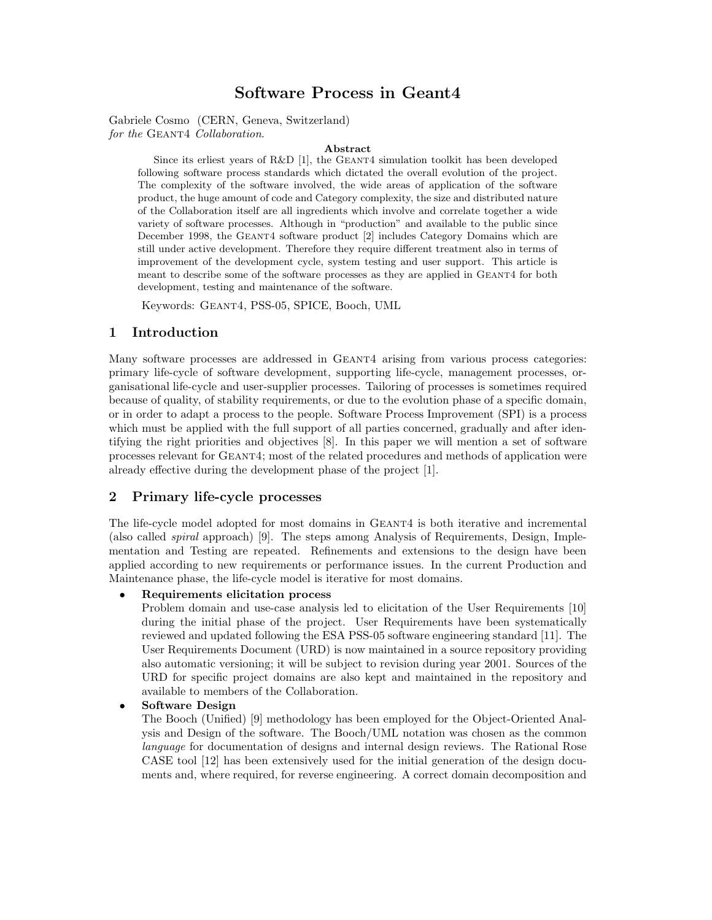# Software Process in Geant4

Gabriele Cosmo (CERN, Geneva, Switzerland)
*for the* Geant4 *Collaboration*.

**Abstract**

Since its erliest years of R&D [1], the Geant4 simulation toolkit has been developed following software process standards which dictated the overall evolution of the project. The complexity of the software involved, the wide areas of application of the software product, the huge amount of code and Category complexity, the size and distributed nature of the Collaboration itself are all ingredients which involve and correlate together a wide variety of software processes. Although in "production" and available to the public since December 1998, the Geant4 software product [2] includes Category Domains which are still under active development. Therefore they require different treatment also in terms of improvement of the development cycle, system testing and user support. This article is meant to describe some of the software processes as they are applied in Geant4 for both development, testing and maintenance of the software.

Keywords: Geant4, PSS-05, SPICE, Booch, UML

## 1 Introduction

Many software processes are addressed in Geant4 arising from various process categories: primary life-cycle of software development, supporting life-cycle, management processes, organisational life-cycle and user-supplier processes. Tailoring of processes is sometimes required because of quality, of stability requirements, or due to the evolution phase of a specific domain, or in order to adapt a process to the people. Software Process Improvement (SPI) is a process which must be applied with the full support of all parties concerned, gradually and after identifying the right priorities and objectives [8]. In this paper we will mention a set of software processes relevant for Geant4; most of the related procedures and methods of application were already effective during the development phase of the project [1].

## 2 Primary life-cycle processes

The life-cycle model adopted for most domains in Geant4 is both iterative and incremental (also called *spiral* approach) [9]. The steps among Analysis of Requirements, Design, Implementation and Testing are repeated. Refinements and extensions to the design have been applied according to new requirements or performance issues. In the current Production and Maintenance phase, the life-cycle model is iterative for most domains.

- **Requirements elicitation process**
  Problem domain and use-case analysis led to elicitation of the User Requirements [10] during the initial phase of the project. User Requirements have been systematically reviewed and updated following the ESA PSS-05 software engineering standard [11]. The User Requirements Document (URD) is now maintained in a source repository providing also automatic versioning; it will be subject to revision during year 2001. Sources of the URD for specific project domains are also kept and maintained in the repository and available to members of the Collaboration.
- **Software Design**
  The Booch (Unified) [9] methodology has been employed for the Object-Oriented Analysis and Design of the software. The Booch/UML notation was chosen as the common *language* for documentation of designs and internal design reviews. The Rational Rose CASE tool [12] has been extensively used for the initial generation of the design documents and, where required, for reverse engineering. A correct domain decomposition and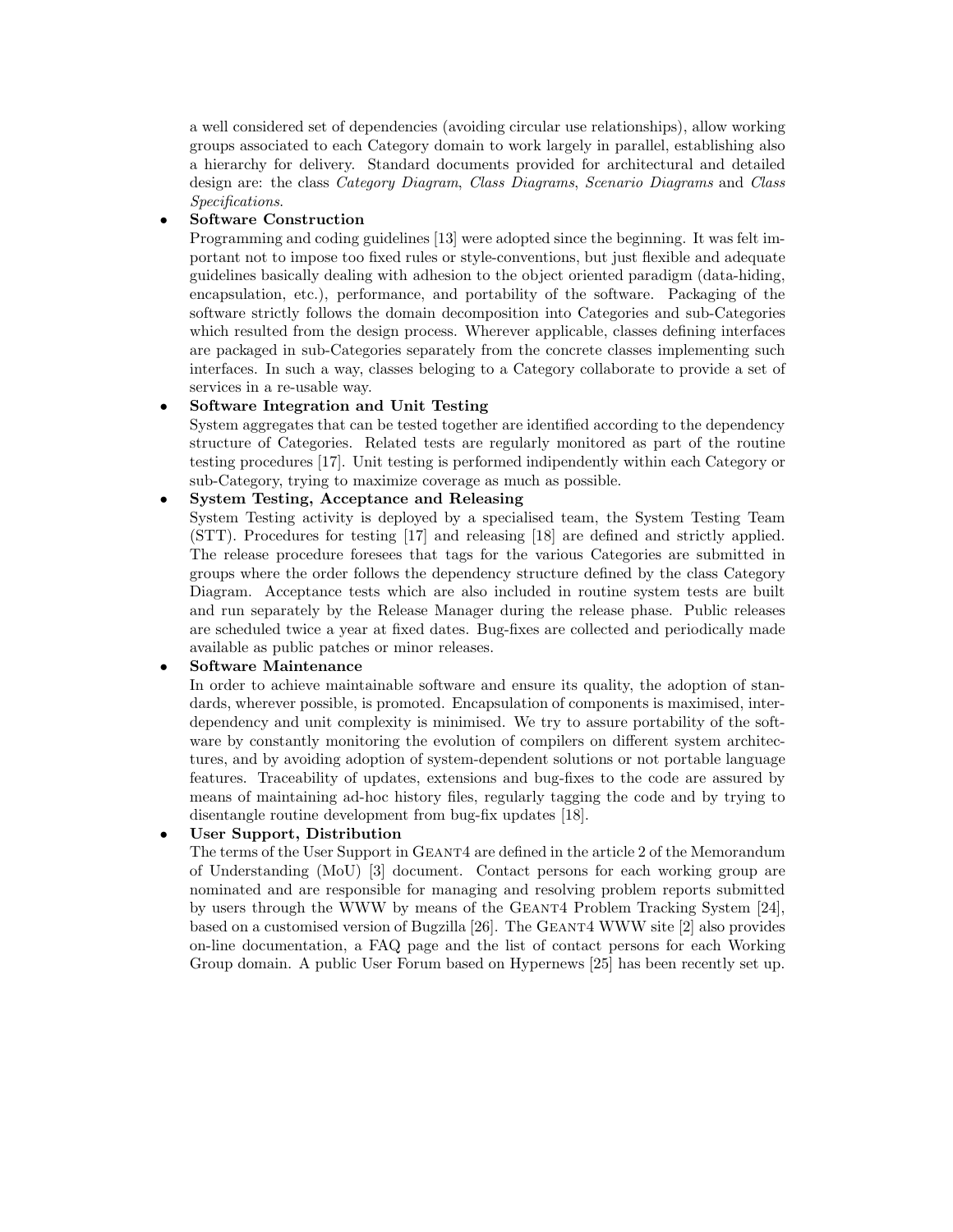a well considered set of dependencies (avoiding circular use relationships), allow working groups associated to each Category domain to work largely in parallel, establishing also a hierarchy for delivery. Standard documents provided for architectural and detailed design are: the class *Category Diagram*, *Class Diagrams*, *Scenario Diagrams* and *Class Specifications*.

- **Software Construction**
  Programming and coding guidelines [13] were adopted since the beginning. It was felt important not to impose too fixed rules or style-conventions, but just flexible and adequate guidelines basically dealing with adhesion to the object oriented paradigm (data-hiding, encapsulation, etc.), performance, and portability of the software. Packaging of the software strictly follows the domain decomposition into Categories and sub-Categories which resulted from the design process. Wherever applicable, classes defining interfaces are packaged in sub-Categories separately from the concrete classes implementing such interfaces. In such a way, classes beloging to a Category collaborate to provide a set of services in a re-usable way.

- **Software Integration and Unit Testing**
  System aggregates that can be tested together are identified according to the dependency structure of Categories. Related tests are regularly monitored as part of the routine testing procedures [17]. Unit testing is performed indipendently within each Category or sub-Category, trying to maximize coverage as much as possible.

- **System Testing, Acceptance and Releasing**
  System Testing activity is deployed by a specialised team, the System Testing Team (STT). Procedures for testing [17] and releasing [18] are defined and strictly applied. The release procedure foresees that tags for the various Categories are submitted in groups where the order follows the dependency structure defined by the class Category Diagram. Acceptance tests which are also included in routine system tests are built and run separately by the Release Manager during the release phase. Public releases are scheduled twice a year at fixed dates. Bug-fixes are collected and periodically made available as public patches or minor releases.

- **Software Maintenance**
  In order to achieve maintainable software and ensure its quality, the adoption of standards, wherever possible, is promoted. Encapsulation of components is maximised, interdependency and unit complexity is minimised. We try to assure portability of the software by constantly monitoring the evolution of compilers on different system architectures, and by avoiding adoption of system-dependent solutions or not portable language features. Traceability of updates, extensions and bug-fixes to the code are assured by means of maintaining ad-hoc history files, regularly tagging the code and by trying to disentangle routine development from bug-fix updates [18].

- **User Support, Distribution**
  The terms of the User Support in GEANT4 are defined in the article 2 of the Memorandum of Understanding (MoU) [3] document. Contact persons for each working group are nominated and are responsible for managing and resolving problem reports submitted by users through the WWW by means of the GEANT4 Problem Tracking System [24], based on a customised version of Bugzilla [26]. The GEANT4 WWW site [2] also provides on-line documentation, a FAQ page and the list of contact persons for each Working Group domain. A public User Forum based on Hypernews [25] has been recently set up.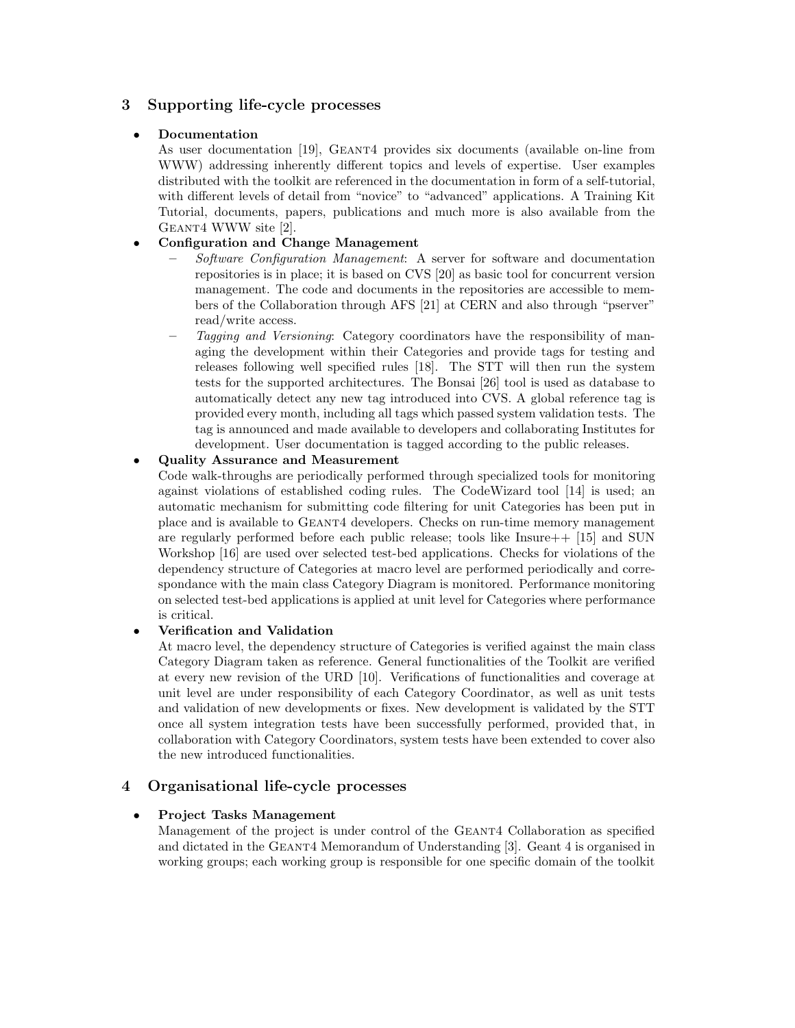## 3 Supporting life-cycle processes

- **Documentation**
  As user documentation [19], GEANT4 provides six documents (available on-line from WWW) addressing inherently different topics and levels of expertise. User examples distributed with the toolkit are referenced in the documentation in form of a self-tutorial, with different levels of detail from "novice" to "advanced" applications. A Training Kit Tutorial, documents, papers, publications and much more is also available from the GEANT4 WWW site [2].
- **Configuration and Change Management**
  - *Software Configuration Management*: A server for software and documentation repositories is in place; it is based on CVS [20] as basic tool for concurrent version management. The code and documents in the repositories are accessible to members of the Collaboration through AFS [21] at CERN and also through "pserver" read/write access.
  - *Tagging and Versioning*: Category coordinators have the responsibility of managing the development within their Categories and provide tags for testing and releases following well specified rules [18]. The STT will then run the system tests for the supported architectures. The Bonsai [26] tool is used as database to automatically detect any new tag introduced into CVS. A global reference tag is provided every month, including all tags which passed system validation tests. The tag is announced and made available to developers and collaborating Institutes for development. User documentation is tagged according to the public releases.
- **Quality Assurance and Measurement**
  Code walk-throughs are periodically performed through specialized tools for monitoring against violations of established coding rules. The CodeWizard tool [14] is used; an automatic mechanism for submitting code filtering for unit Categories has been put in place and is available to GEANT4 developers. Checks on run-time memory management are regularly performed before each public release; tools like Insure++ [15] and SUN Workshop [16] are used over selected test-bed applications. Checks for violations of the dependency structure of Categories at macro level are performed periodically and correspondance with the main class Category Diagram is monitored. Performance monitoring on selected test-bed applications is applied at unit level for Categories where performance is critical.
- **Verification and Validation**
  At macro level, the dependency structure of Categories is verified against the main class Category Diagram taken as reference. General functionalities of the Toolkit are verified at every new revision of the URD [10]. Verifications of functionalities and coverage at unit level are under responsibility of each Category Coordinator, as well as unit tests and validation of new developments or fixes. New development is validated by the STT once all system integration tests have been successfully performed, provided that, in collaboration with Category Coordinators, system tests have been extended to cover also the new introduced functionalities.

## 4 Organisational life-cycle processes

- **Project Tasks Management**
  Management of the project is under control of the GEANT4 Collaboration as specified and dictated in the GEANT4 Memorandum of Understanding [3]. Geant 4 is organised in working groups; each working group is responsible for one specific domain of the toolkit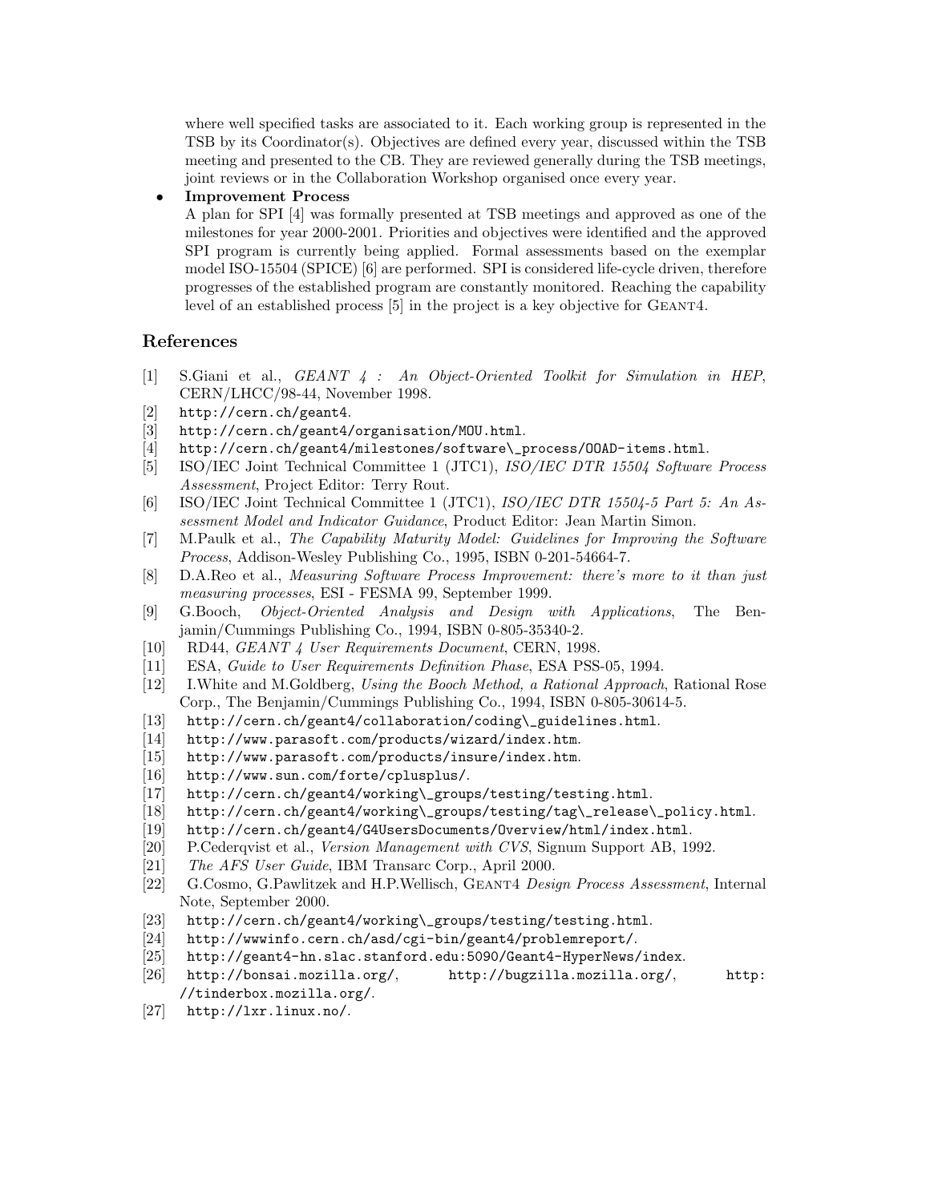where well specified tasks are associated to it. Each working group is represented in the TSB by its Coordinator(s). Objectives are defined every year, discussed within the TSB meeting and presented to the CB. They are reviewed generally during the TSB meetings, joint reviews or in the Collaboration Workshop organised once every year.

- **Improvement Process**
  A plan for SPI [4] was formally presented at TSB meetings and approved as one of the milestones for year 2000-2001. Priorities and objectives were identified and the approved SPI program is currently being applied. Formal assessments based on the exemplar model ISO-15504 (SPICE) [6] are performed. SPI is considered life-cycle driven, therefore progresses of the established program are constantly monitored. Reaching the capability level of an established process [5] in the project is a key objective for Geant4.

## References

[1] S.Giani et al., *GEANT 4 : An Object-Oriented Toolkit for Simulation in HEP*, CERN/LHCC/98-44, November 1998.

[2] http://cern.ch/geant4.

[3] http://cern.ch/geant4/organisation/MOU.html.

[4] http://cern.ch/geant4/milestones/software\_process/OOAD-items.html.

[5] ISO/IEC Joint Technical Committee 1 (JTC1), *ISO/IEC DTR 15504 Software Process Assessment*, Project Editor: Terry Rout.

[6] ISO/IEC Joint Technical Committee 1 (JTC1), *ISO/IEC DTR 15504-5 Part 5: An Assessment Model and Indicator Guidance*, Product Editor: Jean Martin Simon.

[7] M.Paulk et al., *The Capability Maturity Model: Guidelines for Improving the Software Process*, Addison-Wesley Publishing Co., 1995, ISBN 0-201-54664-7.

[8] D.A.Reo et al., *Measuring Software Process Improvement: there's more to it than just measuring processes*, ESI - FESMA 99, September 1999.

[9] G.Booch, *Object-Oriented Analysis and Design with Applications*, The Benjamin/Cummings Publishing Co., 1994, ISBN 0-805-35340-2.

[10] RD44, *GEANT 4 User Requirements Document*, CERN, 1998.

[11] ESA, *Guide to User Requirements Definition Phase*, ESA PSS-05, 1994.

[12] I.White and M.Goldberg, *Using the Booch Method, a Rational Approach*, Rational Rose Corp., The Benjamin/Cummings Publishing Co., 1994, ISBN 0-805-30614-5.

[13] http://cern.ch/geant4/collaboration/coding\_guidelines.html.

[14] http://www.parasoft.com/products/wizard/index.htm.

[15] http://www.parasoft.com/products/insure/index.htm.

[16] http://www.sun.com/forte/cplusplus/.

[17] http://cern.ch/geant4/working\_groups/testing/testing.html.

[18] http://cern.ch/geant4/working\_groups/testing/tag\_release\_policy.html.

[19] http://cern.ch/geant4/G4UsersDocuments/Overview/html/index.html.

[20] P.Cederqvist et al., *Version Management with CVS*, Signum Support AB, 1992.

[21] *The AFS User Guide*, IBM Transarc Corp., April 2000.

[22] G.Cosmo, G.Pawlitzek and H.P.Wellisch, Geant4 *Design Process Assessment*, Internal Note, September 2000.

[23] http://cern.ch/geant4/working\_groups/testing/testing.html.

[24] http://wwwinfo.cern.ch/asd/cgi-bin/geant4/problemreport/.

[25] http://geant4-hn.slac.stanford.edu:5090/Geant4-HyperNews/index.

[26] http://bonsai.mozilla.org/, http://bugzilla.mozilla.org/, http://tinderbox.mozilla.org/.

[27] http://lxr.linux.no/.